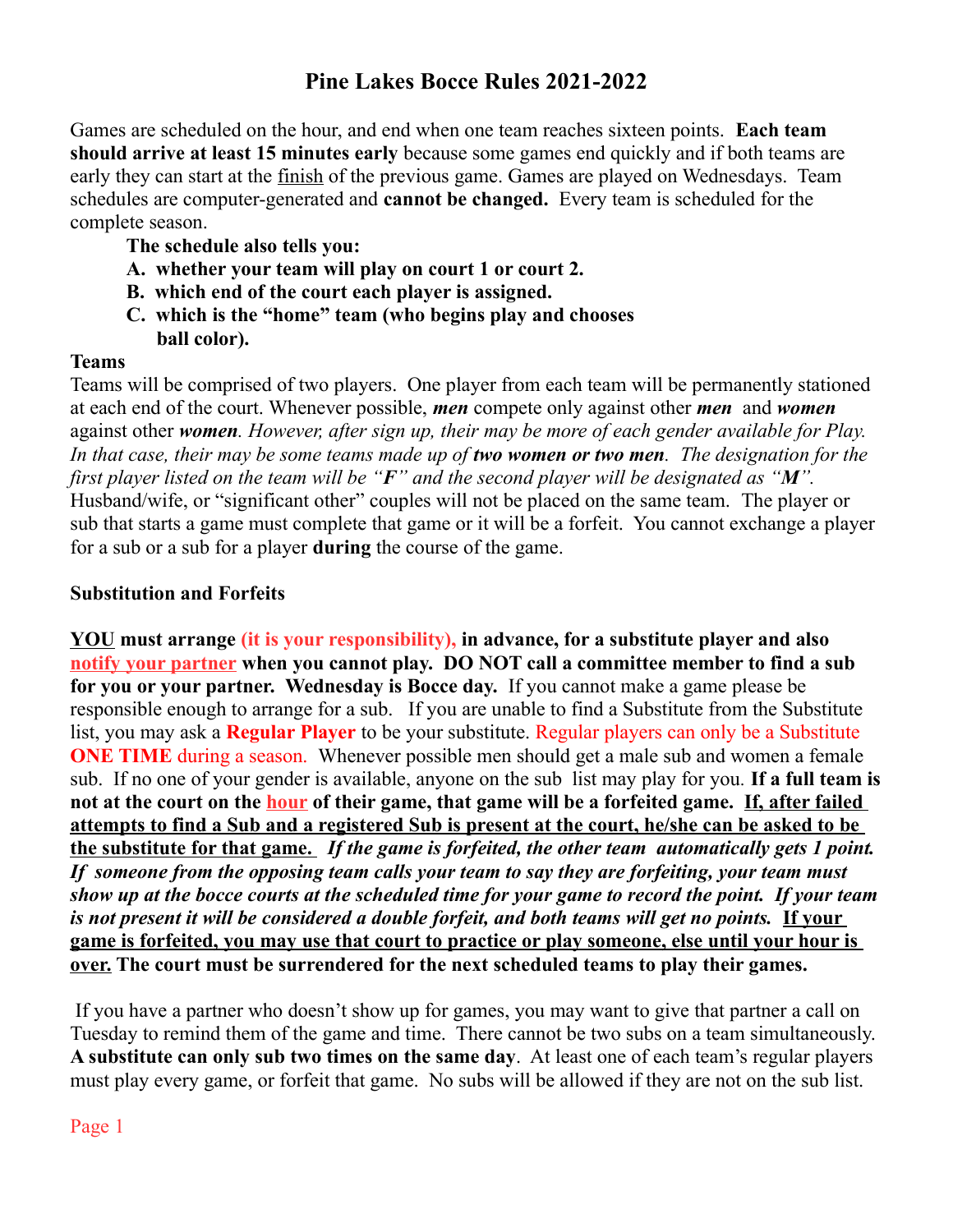# Pine Lakes Bocce Rules 2021-2022

Games are scheduled on the hour, and end when one team reaches sixteen points. **Each team should arrive at least 15 minutes early** because some games end quickly and if both teams are early they can start at the finish of the previous game. Games are played on Wednesdays. Team schedules are computer-generated and **cannot be changed.** Every team is scheduled for the complete season.

**The schedule also tells you:**

**A. whether your team will play on court 1 or court 2.**

**B. which end of the court each player is assigned.**

**C. which is the "home" team (who begins play and chooses ball color).**

**Teams**

Teams will be comprised of two players. One player from each team will be permanently stationed at each end of the court. Whenever possible, ***men*** compete only against other ***men*** and ***women*** against other ***women***. *However, after sign up, their may be more of each gender available for Play. In that case, their may be some teams made up of **two women or two men**. The designation for the first player listed on the team will be "**F**" and the second player will be designated as "**M**".* Husband/wife, or "significant other" couples will not be placed on the same team. The player or sub that starts a game must complete that game or it will be a forfeit. You cannot exchange a player for a sub or a sub for a player **during** the course of the game.

**Substitution and Forfeits**

**YOU must arrange (it is your responsibility), in advance, for a substitute player and also notify your partner when you cannot play. DO NOT call a committee member to find a sub for you or your partner. Wednesday is Bocce day.** If you cannot make a game please be responsible enough to arrange for a sub. If you are unable to find a Substitute from the Substitute list, you may ask a **Regular Player** to be your substitute. Regular players can only be a Substitute **ONE TIME** during a season. Whenever possible men should get a male sub and women a female sub. If no one of your gender is available, anyone on the sub list may play for you. **If a full team is not at the court on the hour of their game, that game will be a forfeited game. If, after failed attempts to find a Sub and a registered Sub is present at the court, he/she can be asked to be the substitute for that game.** ***If the game is forfeited, the other team automatically gets 1 point. If someone from the opposing team calls your team to say they are forfeiting, your team must show up at the bocce courts at the scheduled time for your game to record the point. If your team is not present it will be considered a double forfeit, and both teams will get no points.*** **If your game is forfeited, you may use that court to practice or play someone, else until your hour is over. The court must be surrendered for the next scheduled teams to play their games.**

If you have a partner who doesn't show up for games, you may want to give that partner a call on Tuesday to remind them of the game and time. There cannot be two subs on a team simultaneously. **A substitute can only sub two times on the same day**. At least one of each team's regular players must play every game, or forfeit that game. No subs will be allowed if they are not on the sub list.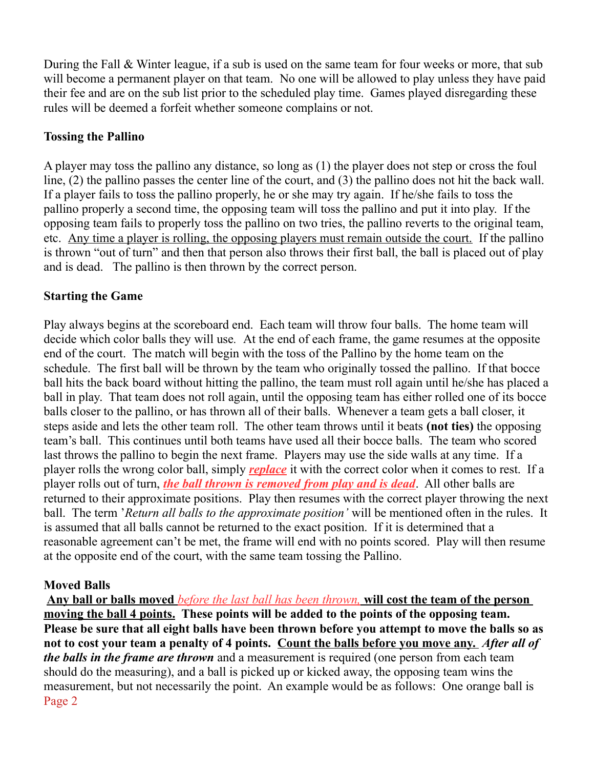During the Fall & Winter league, if a sub is used on the same team for four weeks or more, that sub will become a permanent player on that team. No one will be allowed to play unless they have paid their fee and are on the sub list prior to the scheduled play time. Games played disregarding these rules will be deemed a forfeit whether someone complains or not.

**Tossing the Pallino**

A player may toss the pallino any distance, so long as (1) the player does not step or cross the foul line, (2) the pallino passes the center line of the court, and (3) the pallino does not hit the back wall. If a player fails to toss the pallino properly, he or she may try again. If he/she fails to toss the pallino properly a second time, the opposing team will toss the pallino and put it into play. If the opposing team fails to properly toss the pallino on two tries, the pallino reverts to the original team, etc. <u>Any time a player is rolling, the opposing players must remain outside the court.</u> If the pallino is thrown "out of turn" and then that person also throws their first ball, the ball is placed out of play and is dead. The pallino is then thrown by the correct person.

**Starting the Game**

Play always begins at the scoreboard end. Each team will throw four balls. The home team will decide which color balls they will use. At the end of each frame, the game resumes at the opposite end of the court. The match will begin with the toss of the Pallino by the home team on the schedule. The first ball will be thrown by the team who originally tossed the pallino. If that bocce ball hits the back board without hitting the pallino, the team must roll again until he/she has placed a ball in play. That team does not roll again, until the opposing team has either rolled one of its bocce balls closer to the pallino, or has thrown all of their balls. Whenever a team gets a ball closer, it steps aside and lets the other team roll. The other team throws until it beats **(not ties)** the opposing team's ball. This continues until both teams have used all their bocce balls. The team who scored last throws the pallino to begin the next frame. Players may use the side walls at any time. If a player rolls the wrong color ball, simply ***<u>replace</u>*** it with the correct color when it comes to rest. If a player rolls out of turn, ***<u>the ball thrown is removed from play and is dead</u>***. All other balls are returned to their approximate positions. Play then resumes with the correct player throwing the next ball. The term '*Return all balls to the approximate position'* will be mentioned often in the rules. It is assumed that all balls cannot be returned to the exact position. If it is determined that a reasonable agreement can't be met, the frame will end with no points scored. Play will then resume at the opposite end of the court, with the same team tossing the Pallino.

**Moved Balls**

**<u>Any ball or balls moved</u>** *<u>before the last ball has been thrown,</u>* **<u>will cost the team of the person moving the ball 4 points.</u> These points will be added to the points of the opposing team. Please be sure that all eight balls have been thrown before you attempt to move the balls so as not to cost your team a penalty of 4 points. <u>Count the balls before you move any.</u>** ***After all of the balls in the frame are thrown*** and a measurement is required (one person from each team should do the measuring), and a ball is picked up or kicked away, the opposing team wins the measurement, but not necessarily the point. An example would be as follows: One orange ball is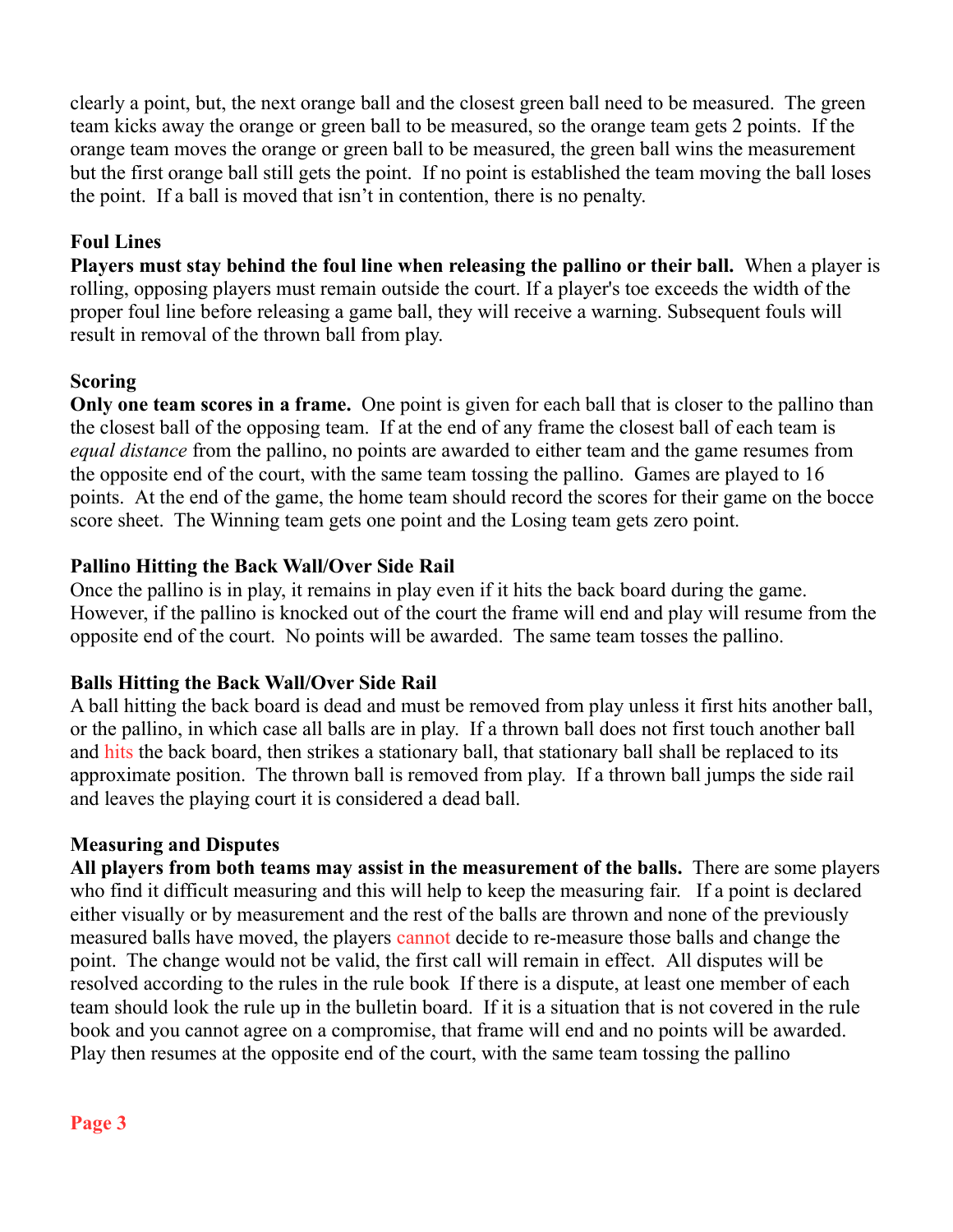clearly a point, but, the next orange ball and the closest green ball need to be measured. The green team kicks away the orange or green ball to be measured, so the orange team gets 2 points. If the orange team moves the orange or green ball to be measured, the green ball wins the measurement but the first orange ball still gets the point. If no point is established the team moving the ball loses the point. If a ball is moved that isn't in contention, there is no penalty.

**Foul Lines**

**Players must stay behind the foul line when releasing the pallino or their ball.** When a player is rolling, opposing players must remain outside the court. If a player's toe exceeds the width of the proper foul line before releasing a game ball, they will receive a warning. Subsequent fouls will result in removal of the thrown ball from play.

**Scoring**

**Only one team scores in a frame.** One point is given for each ball that is closer to the pallino than the closest ball of the opposing team. If at the end of any frame the closest ball of each team is *equal distance* from the pallino, no points are awarded to either team and the game resumes from the opposite end of the court, with the same team tossing the pallino. Games are played to 16 points. At the end of the game, the home team should record the scores for their game on the bocce score sheet. The Winning team gets one point and the Losing team gets zero point.

**Pallino Hitting the Back Wall/Over Side Rail**

Once the pallino is in play, it remains in play even if it hits the back board during the game. However, if the pallino is knocked out of the court the frame will end and play will resume from the opposite end of the court. No points will be awarded. The same team tosses the pallino.

**Balls Hitting the Back Wall/Over Side Rail**

A ball hitting the back board is dead and must be removed from play unless it first hits another ball, or the pallino, in which case all balls are in play. If a thrown ball does not first touch another ball and hits the back board, then strikes a stationary ball, that stationary ball shall be replaced to its approximate position. The thrown ball is removed from play. If a thrown ball jumps the side rail and leaves the playing court it is considered a dead ball.

**Measuring and Disputes**

**All players from both teams may assist in the measurement of the balls.** There are some players who find it difficult measuring and this will help to keep the measuring fair. If a point is declared either visually or by measurement and the rest of the balls are thrown and none of the previously measured balls have moved, the players cannot decide to re-measure those balls and change the point. The change would not be valid, the first call will remain in effect. All disputes will be resolved according to the rules in the rule book If there is a dispute, at least one member of each team should look the rule up in the bulletin board. If it is a situation that is not covered in the rule book and you cannot agree on a compromise, that frame will end and no points will be awarded. Play then resumes at the opposite end of the court, with the same team tossing the pallino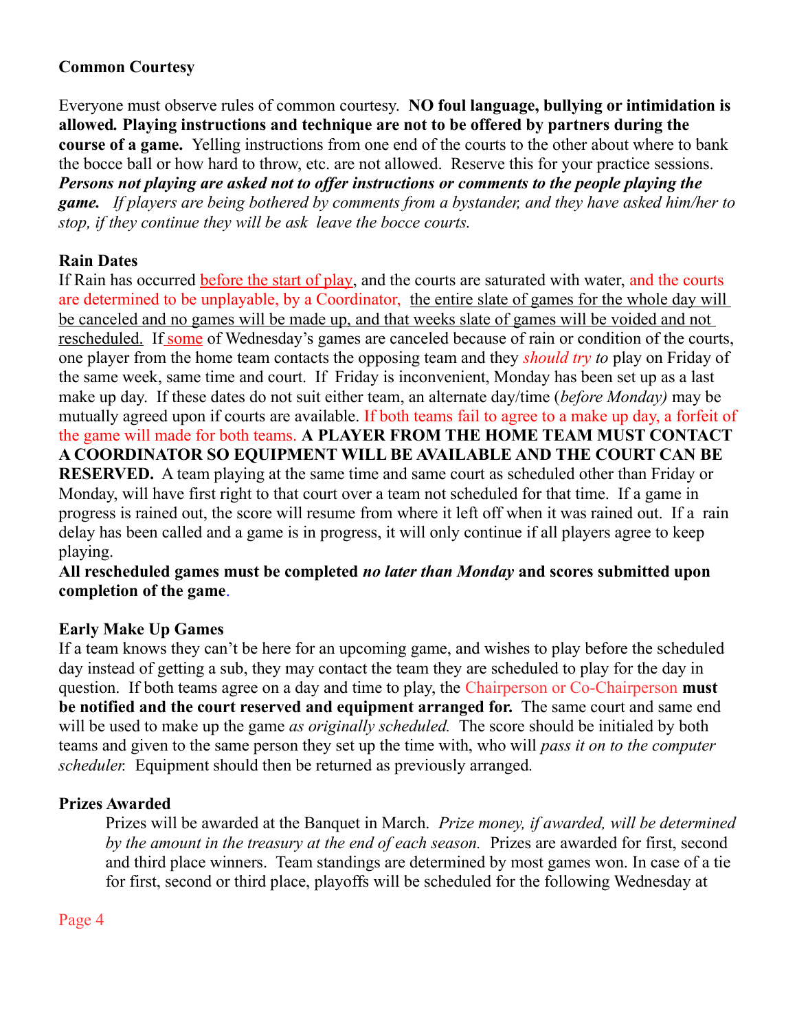**Common Courtesy**

Everyone must observe rules of common courtesy. **NO foul language, bullying or intimidation is allowed. Playing instructions and technique are not to be offered by partners during the course of a game.** Yelling instructions from one end of the courts to the other about where to bank the bocce ball or how hard to throw, etc. are not allowed. Reserve this for your practice sessions. ***Persons not playing are asked not to offer instructions or comments to the people playing the game.*** *If players are being bothered by comments from a bystander, and they have asked him/her to stop, if they continue they will be ask leave the bocce courts.*

**Rain Dates**

If Rain has occurred before the start of play, and the courts are saturated with water, and the courts are determined to be unplayable, by a Coordinator, the entire slate of games for the whole day will be canceled and no games will be made up, and that weeks slate of games will be voided and not rescheduled. If some of Wednesday's games are canceled because of rain or condition of the courts, one player from the home team contacts the opposing team and they *should try to* play on Friday of the same week, same time and court. If Friday is inconvenient, Monday has been set up as a last make up day. If these dates do not suit either team, an alternate day/time (*before Monday)* may be mutually agreed upon if courts are available. If both teams fail to agree to a make up day, a forfeit of the game will made for both teams. **A PLAYER FROM THE HOME TEAM MUST CONTACT A COORDINATOR SO EQUIPMENT WILL BE AVAILABLE AND THE COURT CAN BE RESERVED.** A team playing at the same time and same court as scheduled other than Friday or Monday, will have first right to that court over a team not scheduled for that time. If a game in progress is rained out, the score will resume from where it left off when it was rained out. If a rain delay has been called and a game is in progress, it will only continue if all players agree to keep playing.

**All rescheduled games must be completed *no later than Monday* and scores submitted upon completion of the game**.

**Early Make Up Games**

If a team knows they can't be here for an upcoming game, and wishes to play before the scheduled day instead of getting a sub, they may contact the team they are scheduled to play for the day in question. If both teams agree on a day and time to play, the Chairperson or Co-Chairperson **must be notified and the court reserved and equipment arranged for.** The same court and same end will be used to make up the game *as originally scheduled.* The score should be initialed by both teams and given to the same person they set up the time with, who will *pass it on to the computer scheduler.* Equipment should then be returned as previously arranged.

**Prizes Awarded**

Prizes will be awarded at the Banquet in March. *Prize money, if awarded, will be determined by the amount in the treasury at the end of each season.* Prizes are awarded for first, second and third place winners. Team standings are determined by most games won. In case of a tie for first, second or third place, playoffs will be scheduled for the following Wednesday at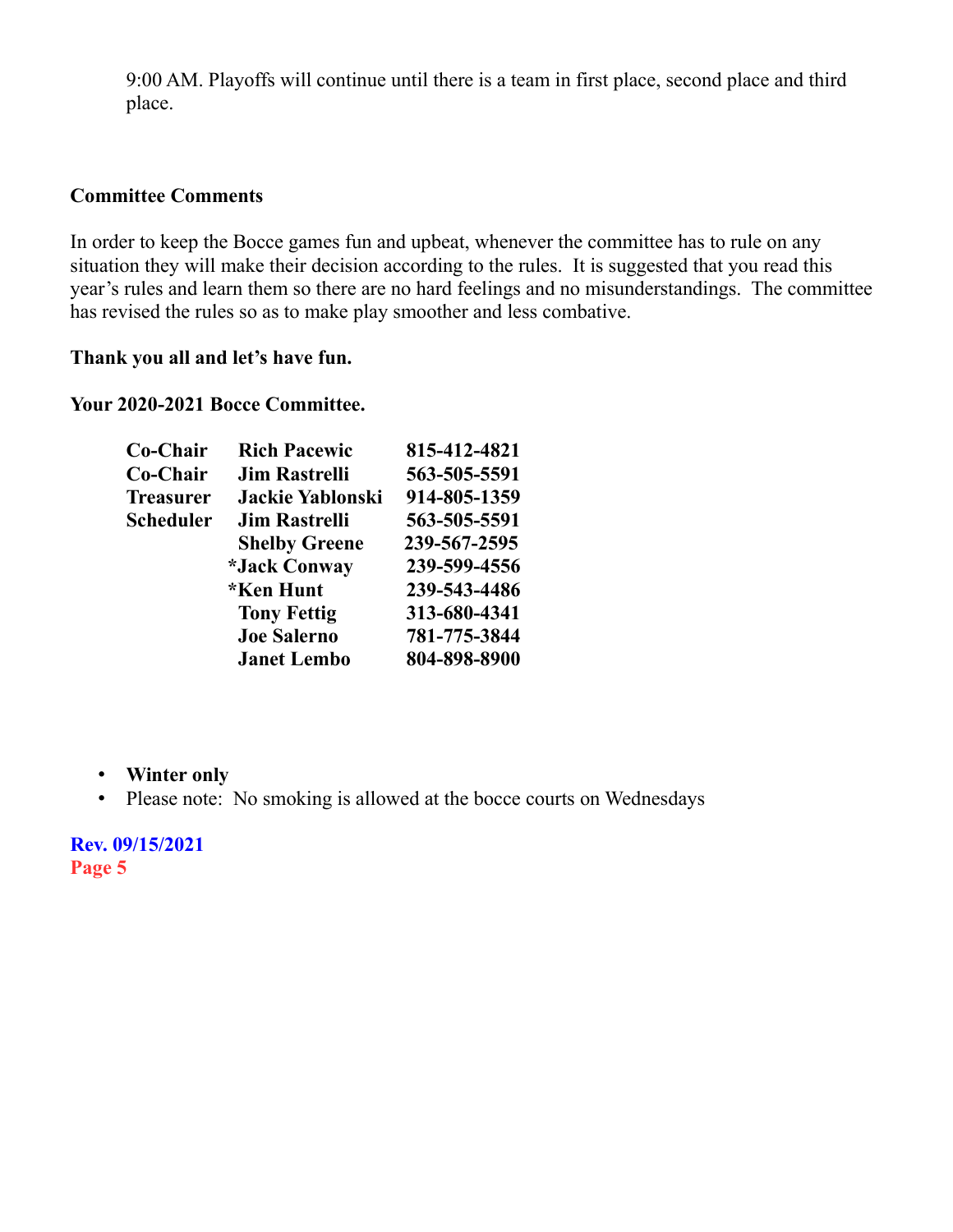9:00 AM. Playoffs will continue until there is a team in first place, second place and third place.

**Committee Comments**

In order to keep the Bocce games fun and upbeat, whenever the committee has to rule on any situation they will make their decision according to the rules. It is suggested that you read this year's rules and learn them so there are no hard feelings and no misunderstandings. The committee has revised the rules so as to make play smoother and less combative.

**Thank you all and let's have fun.**

**Your 2020-2021 Bocce Committee.**

| | | |
|---|---|---|
| **Co-Chair** | **Rich Pacewic** | **815-412-4821** |
| **Co-Chair** | **Jim Rastrelli** | **563-505-5591** |
| **Treasurer** | **Jackie Yablonski** | **914-805-1359** |
| **Scheduler** | **Jim Rastrelli** | **563-505-5591** |
| | **Shelby Greene** | **239-567-2595** |
| | **\*Jack Conway** | **239-599-4556** |
| | **\*Ken Hunt** | **239-543-4486** |
| | **Tony Fettig** | **313-680-4341** |
| | **Joe Salerno** | **781-775-3844** |
| | **Janet Lembo** | **804-898-8900** |

- **Winter only**
- Please note: No smoking is allowed at the bocce courts on Wednesdays

**Rev. 09/15/2021**